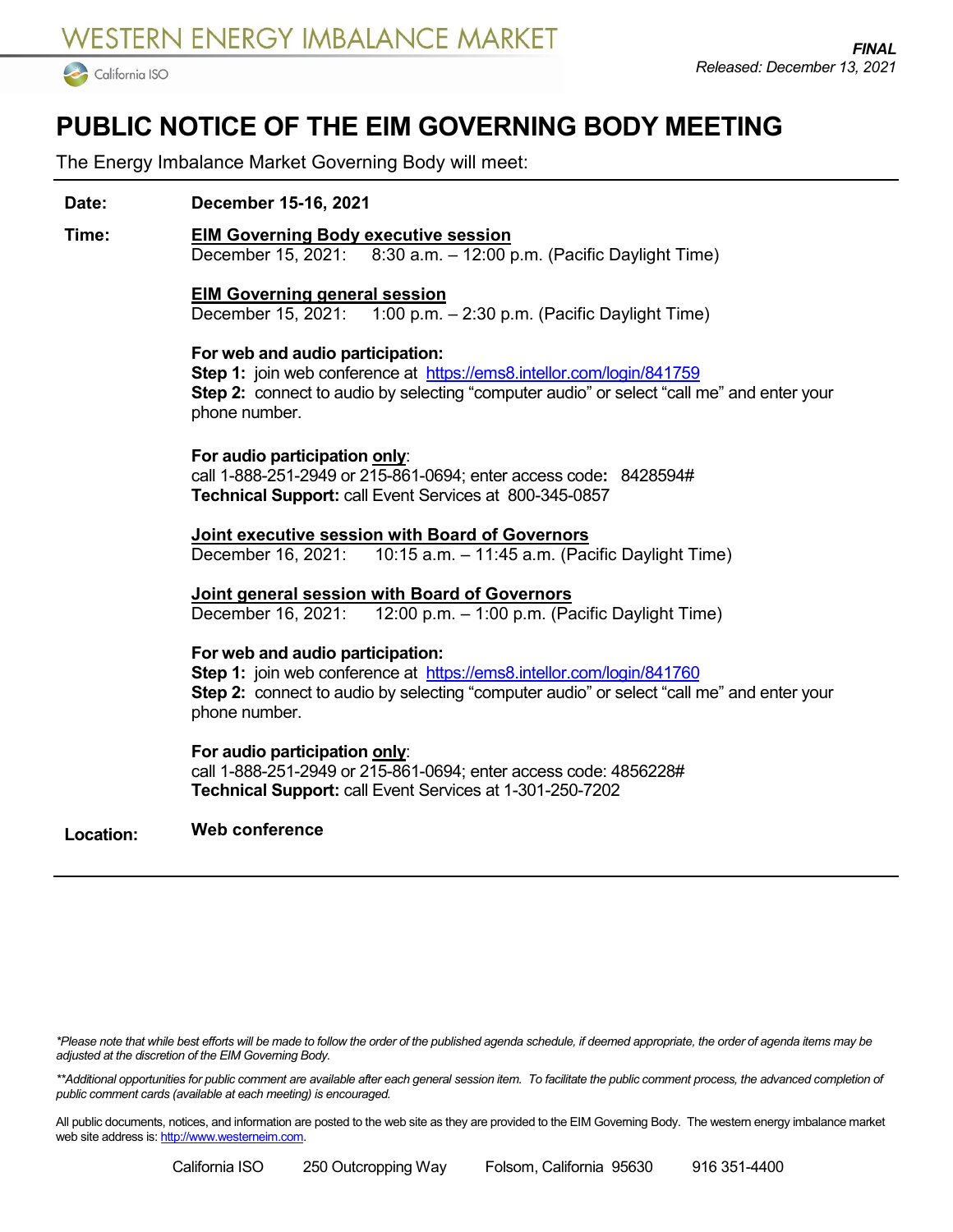WESTERN ENERGY IMBALANCE MARKET

California ISO

***FINAL***
*Released: December 13, 2021*

# PUBLIC NOTICE OF THE EIM GOVERNING BODY MEETING

The Energy Imbalance Market Governing Body will meet:

**Date:** **December 15-16, 2021**

**Time:**

**EIM Governing Body executive session**
December 15, 2021: 8:30 a.m. – 12:00 p.m. (Pacific Daylight Time)

**EIM Governing general session**
December 15, 2021: 1:00 p.m. – 2:30 p.m. (Pacific Daylight Time)

**For web and audio participation:**
**Step 1:** join web conference at https://ems8.intellor.com/login/841759
**Step 2:** connect to audio by selecting "computer audio" or select "call me" and enter your phone number.

**For audio participation only**:
call 1-888-251-2949 or 215-861-0694; enter access code**:** 8428594#
**Technical Support:** call Event Services at 800-345-0857

**Joint executive session with Board of Governors**
December 16, 2021: 10:15 a.m. – 11:45 a.m. (Pacific Daylight Time)

**Joint general session with Board of Governors**
December 16, 2021: 12:00 p.m. – 1:00 p.m. (Pacific Daylight Time)

**For web and audio participation:**
**Step 1:** join web conference at https://ems8.intellor.com/login/841760
**Step 2:** connect to audio by selecting "computer audio" or select "call me" and enter your phone number.

**For audio participation only**:
call 1-888-251-2949 or 215-861-0694; enter access code: 4856228#
**Technical Support:** call Event Services at 1-301-250-7202

**Location:** **Web conference**

*\*Please note that while best efforts will be made to follow the order of the published agenda schedule, if deemed appropriate, the order of agenda items may be adjusted at the discretion of the EIM Governing Body.*

*\*\*Additional opportunities for public comment are available after each general session item. To facilitate the public comment process, the advanced completion of public comment cards (available at each meeting) is encouraged.*

All public documents, notices, and information are posted to the web site as they are provided to the EIM Governing Body. The western energy imbalance market web site address is: http://www.westerneim.com.

California ISO 250 Outcropping Way Folsom, California 95630 916 351-4400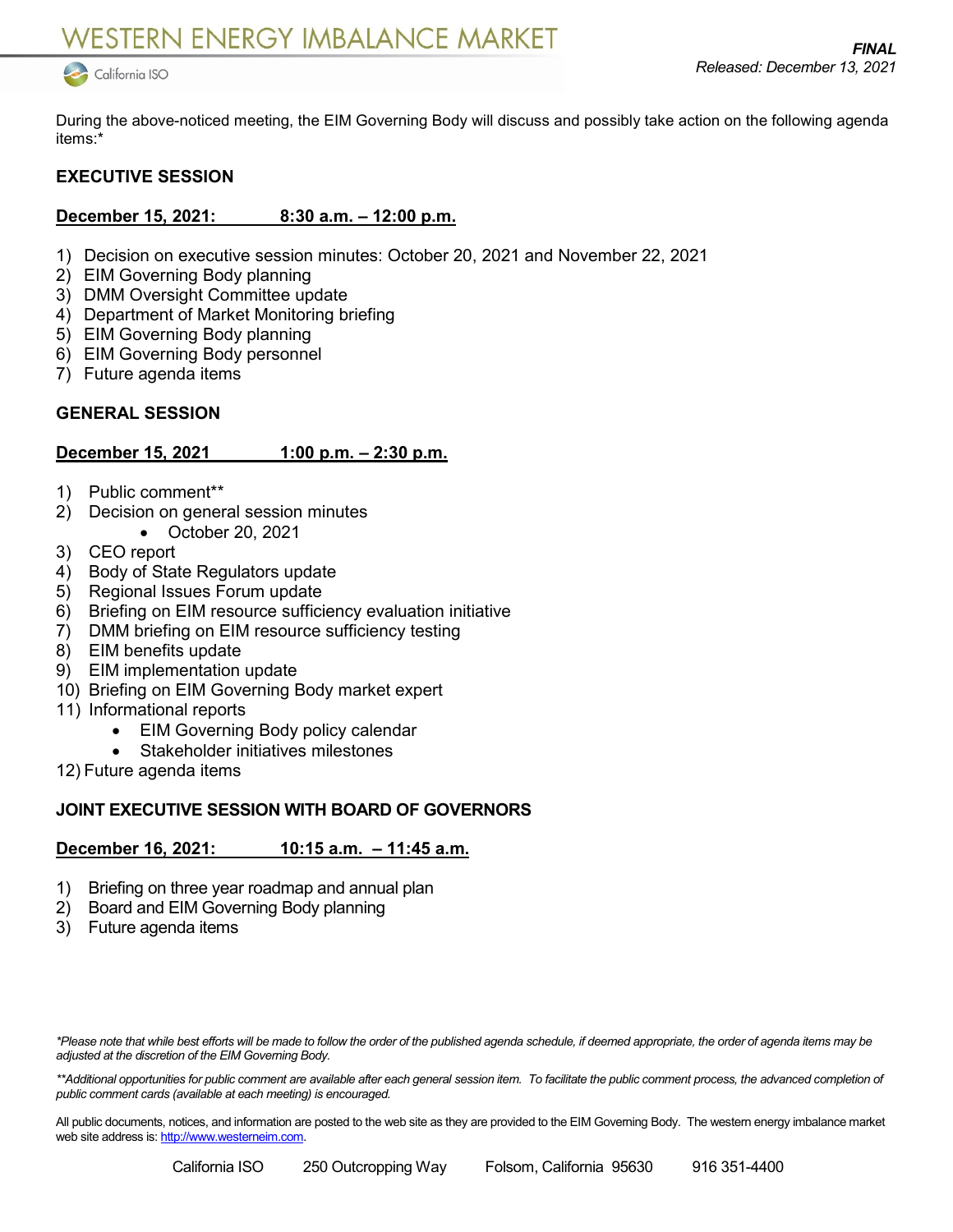WESTERN ENERGY IMBALANCE MARKET

California ISO

***FINAL***
*Released: December 13, 2021*

During the above-noticed meeting, the EIM Governing Body will discuss and possibly take action on the following agenda items:*

## EXECUTIVE SESSION

**December 15, 2021: 8:30 a.m. – 12:00 p.m.**

1) Decision on executive session minutes: October 20, 2021 and November 22, 2021
2) EIM Governing Body planning
3) DMM Oversight Committee update
4) Department of Market Monitoring briefing
5) EIM Governing Body planning
6) EIM Governing Body personnel
7) Future agenda items

## GENERAL SESSION

**December 15, 2021 1:00 p.m. – 2:30 p.m.**

1) Public comment**
2) Decision on general session minutes
   - October 20, 2021
3) CEO report
4) Body of State Regulators update
5) Regional Issues Forum update
6) Briefing on EIM resource sufficiency evaluation initiative
7) DMM briefing on EIM resource sufficiency testing
8) EIM benefits update
9) EIM implementation update
10) Briefing on EIM Governing Body market expert
11) Informational reports
    - EIM Governing Body policy calendar
    - Stakeholder initiatives milestones
12) Future agenda items

## JOINT EXECUTIVE SESSION WITH BOARD OF GOVERNORS

**December 16, 2021: 10:15 a.m. – 11:45 a.m.**

1) Briefing on three year roadmap and annual plan
2) Board and EIM Governing Body planning
3) Future agenda items

*\*Please note that while best efforts will be made to follow the order of the published agenda schedule, if deemed appropriate, the order of agenda items may be adjusted at the discretion of the EIM Governing Body.*

*\*\*Additional opportunities for public comment are available after each general session item. To facilitate the public comment process, the advanced completion of public comment cards (available at each meeting) is encouraged.*

All public documents, notices, and information are posted to the web site as they are provided to the EIM Governing Body. The western energy imbalance market web site address is: http://www.westerneim.com.

California ISO 250 Outcropping Way Folsom, California 95630 916 351-4400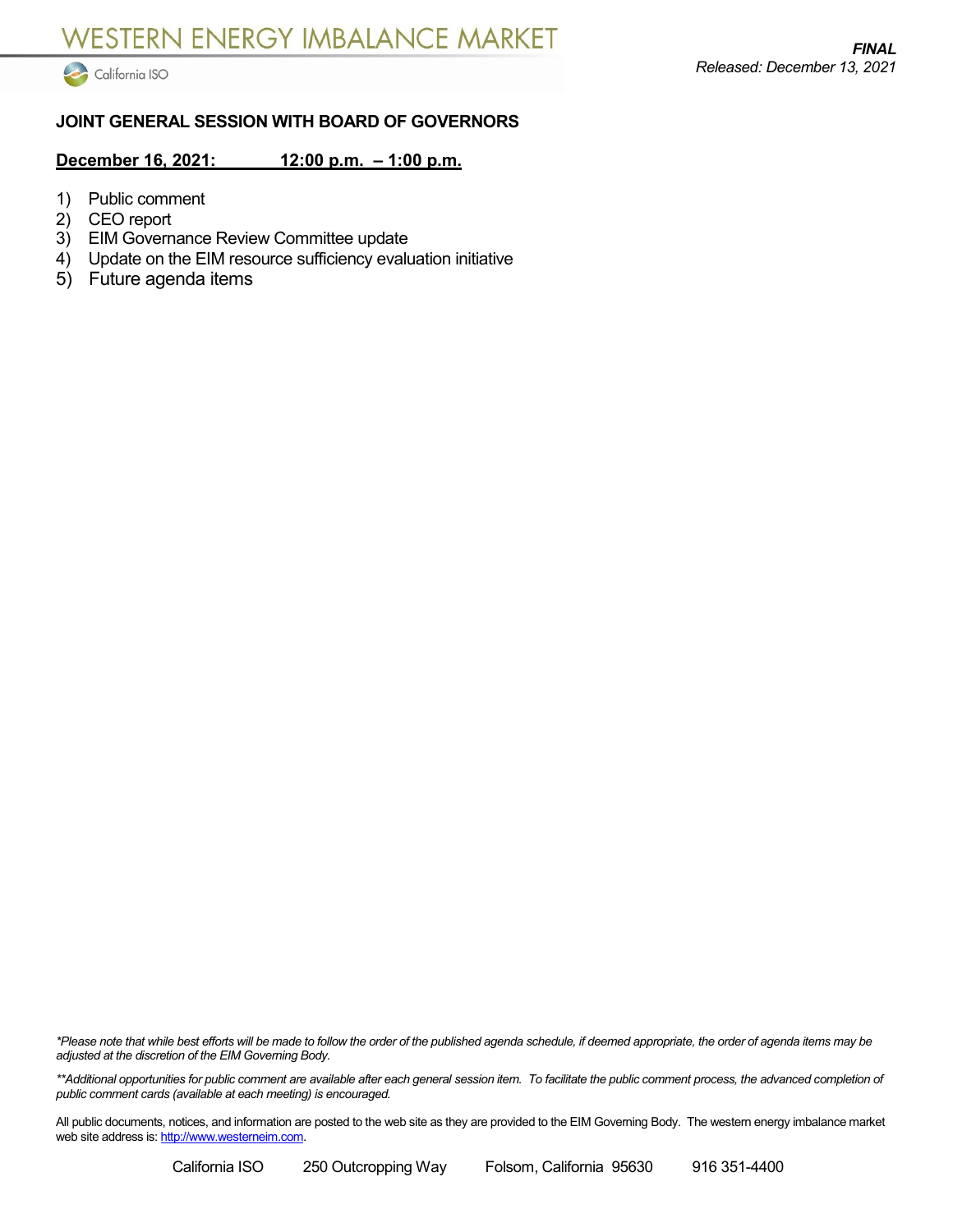# WESTERN ENERGY IMBALANCE MARKET

California ISO

***FINAL***
*Released: December 13, 2021*

**JOINT GENERAL SESSION WITH BOARD OF GOVERNORS**

**December 16, 2021: 12:00 p.m. – 1:00 p.m.**

1) Public comment
2) CEO report
3) EIM Governance Review Committee update
4) Update on the EIM resource sufficiency evaluation initiative
5) Future agenda items

*\*Please note that while best efforts will be made to follow the order of the published agenda schedule, if deemed appropriate, the order of agenda items may be adjusted at the discretion of the EIM Governing Body.*

*\*\*Additional opportunities for public comment are available after each general session item. To facilitate the public comment process, the advanced completion of public comment cards (available at each meeting) is encouraged.*

All public documents, notices, and information are posted to the web site as they are provided to the EIM Governing Body. The western energy imbalance market web site address is: http://www.westerneim.com.

California ISO 250 Outcropping Way Folsom, California 95630 916 351-4400